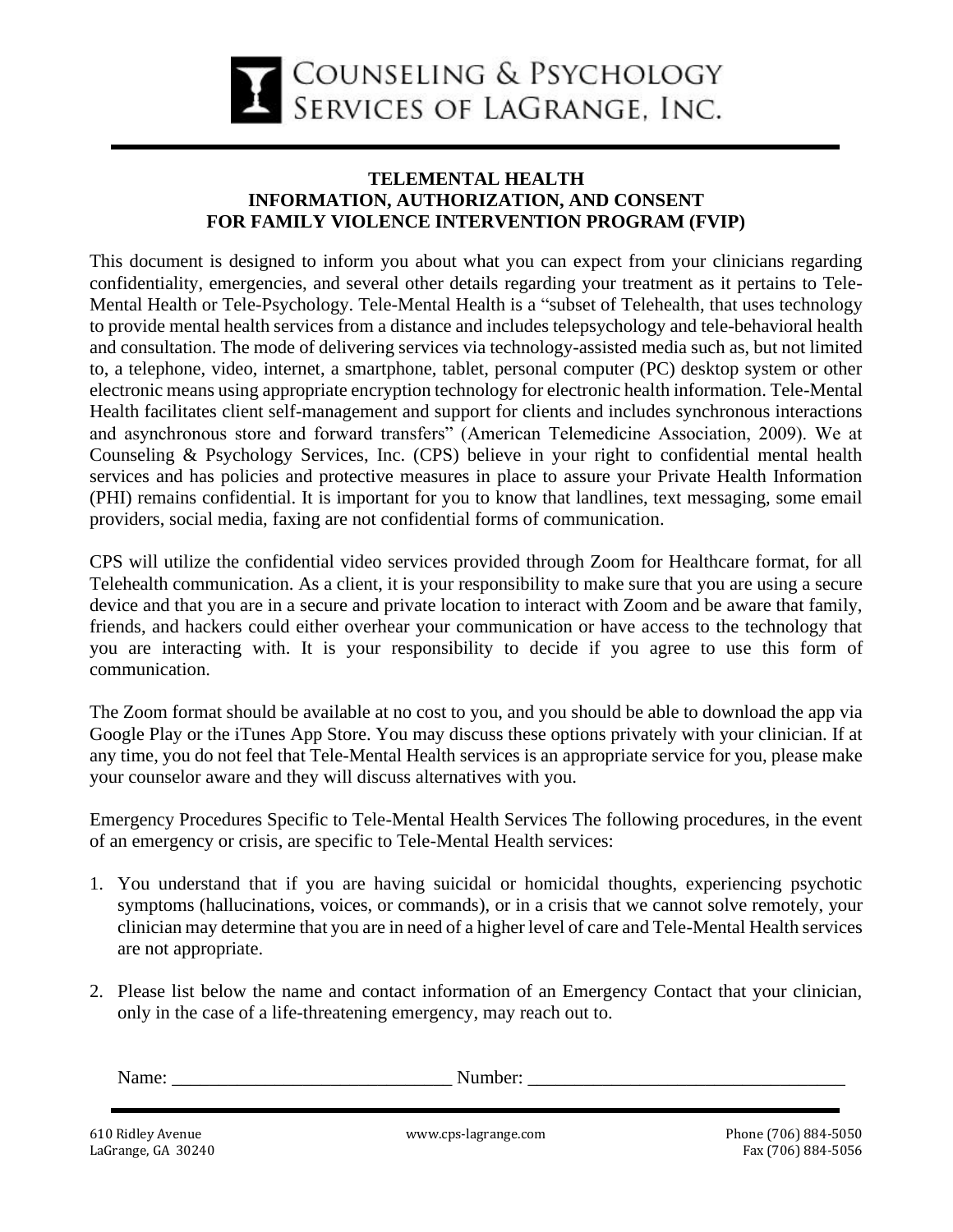# COUNSELING & PSYCHOLOGY SERVICES OF LAGRANGE, INC.

## TELEMENTAL HEALTH
## INFORMATION, AUTHORIZATION, AND CONSENT
## FOR FAMILY VIOLENCE INTERVENTION PROGRAM (FVIP)

This document is designed to inform you about what you can expect from your clinicians regarding confidentiality, emergencies, and several other details regarding your treatment as it pertains to Tele-Mental Health or Tele-Psychology. Tele-Mental Health is a "subset of Telehealth, that uses technology to provide mental health services from a distance and includes telepsychology and tele-behavioral health and consultation. The mode of delivering services via technology-assisted media such as, but not limited to, a telephone, video, internet, a smartphone, tablet, personal computer (PC) desktop system or other electronic means using appropriate encryption technology for electronic health information. Tele-Mental Health facilitates client self-management and support for clients and includes synchronous interactions and asynchronous store and forward transfers" (American Telemedicine Association, 2009). We at Counseling & Psychology Services, Inc. (CPS) believe in your right to confidential mental health services and has policies and protective measures in place to assure your Private Health Information (PHI) remains confidential. It is important for you to know that landlines, text messaging, some email providers, social media, faxing are not confidential forms of communication.

CPS will utilize the confidential video services provided through Zoom for Healthcare format, for all Telehealth communication. As a client, it is your responsibility to make sure that you are using a secure device and that you are in a secure and private location to interact with Zoom and be aware that family, friends, and hackers could either overhear your communication or have access to the technology that you are interacting with. It is your responsibility to decide if you agree to use this form of communication.

The Zoom format should be available at no cost to you, and you should be able to download the app via Google Play or the iTunes App Store. You may discuss these options privately with your clinician. If at any time, you do not feel that Tele-Mental Health services is an appropriate service for you, please make your counselor aware and they will discuss alternatives with you.

Emergency Procedures Specific to Tele-Mental Health Services The following procedures, in the event of an emergency or crisis, are specific to Tele-Mental Health services:

1. You understand that if you are having suicidal or homicidal thoughts, experiencing psychotic symptoms (hallucinations, voices, or commands), or in a crisis that we cannot solve remotely, your clinician may determine that you are in need of a higher level of care and Tele-Mental Health services are not appropriate.

2. Please list below the name and contact information of an Emergency Contact that your clinician, only in the case of a life-threatening emergency, may reach out to.

   Name: ______________________________ Number: __________________________________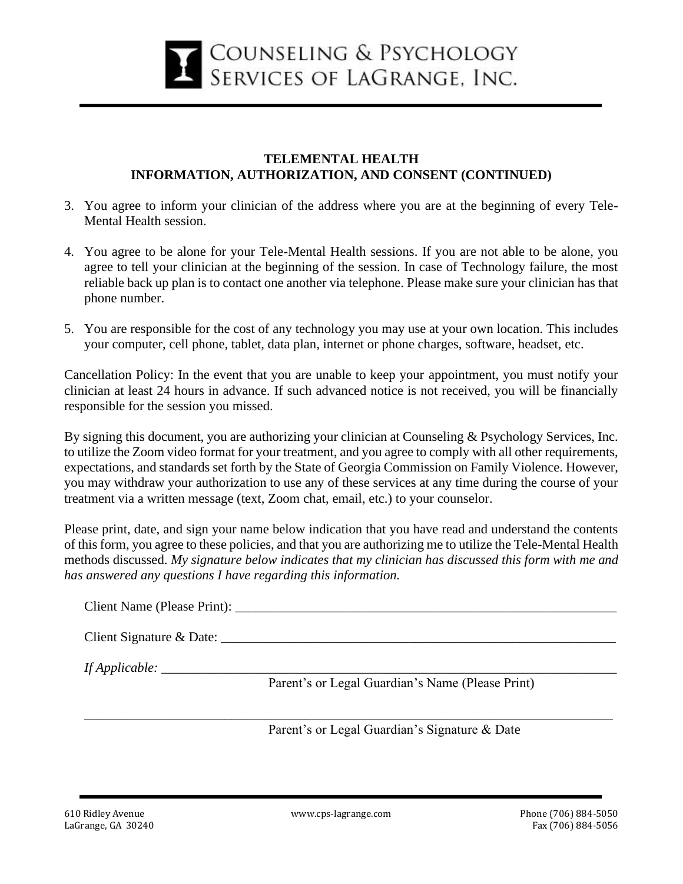# COUNSELING & PSYCHOLOGY SERVICES OF LAGRANGE, INC.

## TELEMENTAL HEALTH
## INFORMATION, AUTHORIZATION, AND CONSENT (CONTINUED)

3. You agree to inform your clinician of the address where you are at the beginning of every Tele-Mental Health session.

4. You agree to be alone for your Tele-Mental Health sessions. If you are not able to be alone, you agree to tell your clinician at the beginning of the session. In case of Technology failure, the most reliable back up plan is to contact one another via telephone. Please make sure your clinician has that phone number.

5. You are responsible for the cost of any technology you may use at your own location. This includes your computer, cell phone, tablet, data plan, internet or phone charges, software, headset, etc.

Cancellation Policy: In the event that you are unable to keep your appointment, you must notify your clinician at least 24 hours in advance. If such advanced notice is not received, you will be financially responsible for the session you missed.

By signing this document, you are authorizing your clinician at Counseling & Psychology Services, Inc. to utilize the Zoom video format for your treatment, and you agree to comply with all other requirements, expectations, and standards set forth by the State of Georgia Commission on Family Violence. However, you may withdraw your authorization to use any of these services at any time during the course of your treatment via a written message (text, Zoom chat, email, etc.) to your counselor.

Please print, date, and sign your name below indication that you have read and understand the contents of this form, you agree to these policies, and that you are authorizing me to utilize the Tele-Mental Health methods discussed. *My signature below indicates that my clinician has discussed this form with me and has answered any questions I have regarding this information.*

Client Name (Please Print): ____________________________________________

Client Signature & Date: ____________________________________________

*If Applicable:* ____________________________________________
Parent's or Legal Guardian's Name (Please Print)

____________________________________________
Parent's or Legal Guardian's Signature & Date

610 Ridley Avenue
LaGrange, GA 30240

www.cps-lagrange.com

Phone (706) 884-5050
Fax (706) 884-5056